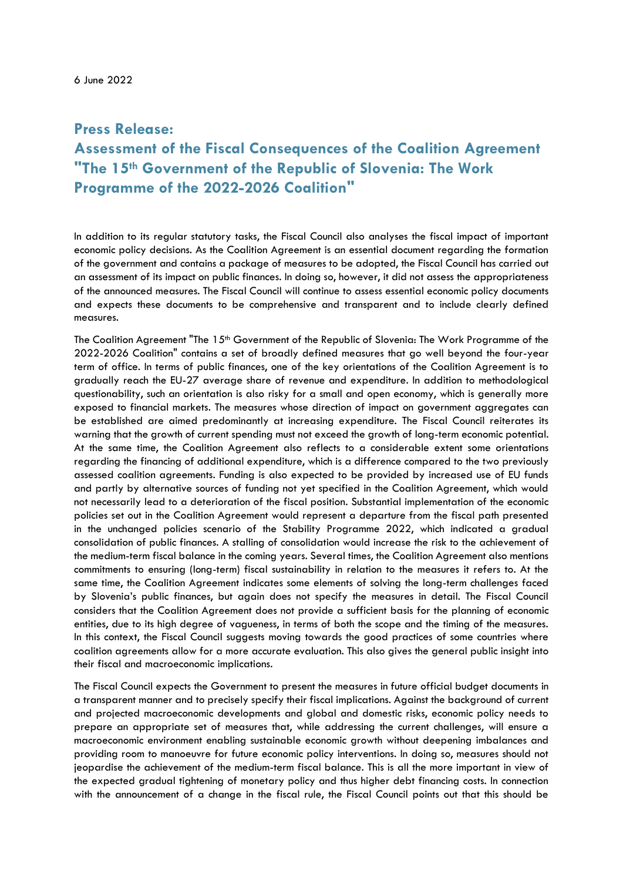6 June 2022

# Press Release:
# Assessment of the Fiscal Consequences of the Coalition Agreement "The 15th Government of the Republic of Slovenia: The Work Programme of the 2022-2026 Coalition"

In addition to its regular statutory tasks, the Fiscal Council also analyses the fiscal impact of important economic policy decisions. As the Coalition Agreement is an essential document regarding the formation of the government and contains a package of measures to be adopted, the Fiscal Council has carried out an assessment of its impact on public finances. In doing so, however, it did not assess the appropriateness of the announced measures. The Fiscal Council will continue to assess essential economic policy documents and expects these documents to be comprehensive and transparent and to include clearly defined measures.

The Coalition Agreement "The 15th Government of the Republic of Slovenia: The Work Programme of the 2022-2026 Coalition" contains a set of broadly defined measures that go well beyond the four-year term of office. In terms of public finances, one of the key orientations of the Coalition Agreement is to gradually reach the EU-27 average share of revenue and expenditure. In addition to methodological questionability, such an orientation is also risky for a small and open economy, which is generally more exposed to financial markets. The measures whose direction of impact on government aggregates can be established are aimed predominantly at increasing expenditure. The Fiscal Council reiterates its warning that the growth of current spending must not exceed the growth of long-term economic potential. At the same time, the Coalition Agreement also reflects to a considerable extent some orientations regarding the financing of additional expenditure, which is a difference compared to the two previously assessed coalition agreements. Funding is also expected to be provided by increased use of EU funds and partly by alternative sources of funding not yet specified in the Coalition Agreement, which would not necessarily lead to a deterioration of the fiscal position. Substantial implementation of the economic policies set out in the Coalition Agreement would represent a departure from the fiscal path presented in the unchanged policies scenario of the Stability Programme 2022, which indicated a gradual consolidation of public finances. A stalling of consolidation would increase the risk to the achievement of the medium-term fiscal balance in the coming years. Several times, the Coalition Agreement also mentions commitments to ensuring (long-term) fiscal sustainability in relation to the measures it refers to. At the same time, the Coalition Agreement indicates some elements of solving the long-term challenges faced by Slovenia's public finances, but again does not specify the measures in detail. The Fiscal Council considers that the Coalition Agreement does not provide a sufficient basis for the planning of economic entities, due to its high degree of vagueness, in terms of both the scope and the timing of the measures. In this context, the Fiscal Council suggests moving towards the good practices of some countries where coalition agreements allow for a more accurate evaluation. This also gives the general public insight into their fiscal and macroeconomic implications.

The Fiscal Council expects the Government to present the measures in future official budget documents in a transparent manner and to precisely specify their fiscal implications. Against the background of current and projected macroeconomic developments and global and domestic risks, economic policy needs to prepare an appropriate set of measures that, while addressing the current challenges, will ensure a macroeconomic environment enabling sustainable economic growth without deepening imbalances and providing room to manoeuvre for future economic policy interventions. In doing so, measures should not jeopardise the achievement of the medium-term fiscal balance. This is all the more important in view of the expected gradual tightening of monetary policy and thus higher debt financing costs. In connection with the announcement of a change in the fiscal rule, the Fiscal Council points out that this should be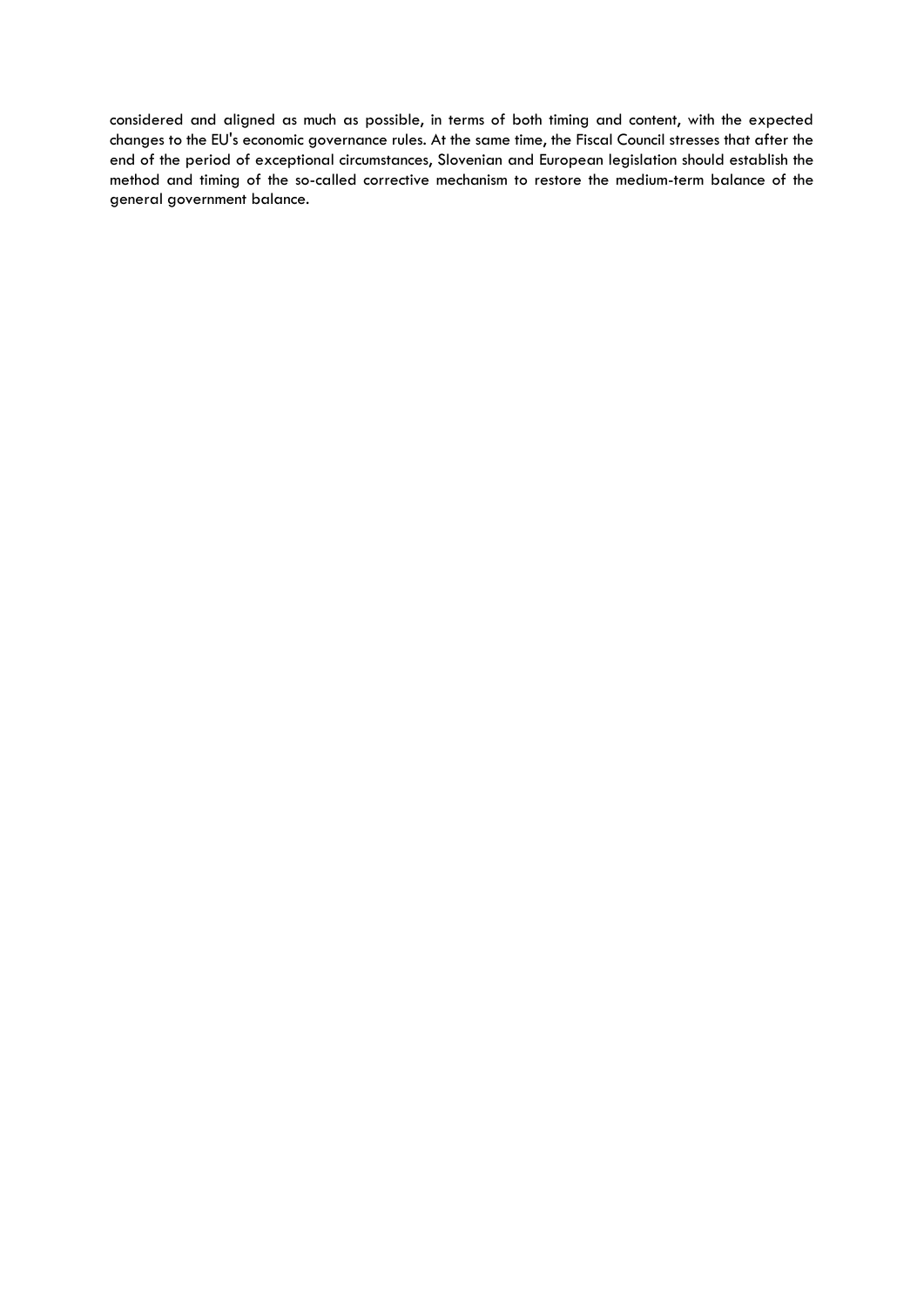considered and aligned as much as possible, in terms of both timing and content, with the expected changes to the EU's economic governance rules. At the same time, the Fiscal Council stresses that after the end of the period of exceptional circumstances, Slovenian and European legislation should establish the method and timing of the so-called corrective mechanism to restore the medium-term balance of the general government balance.